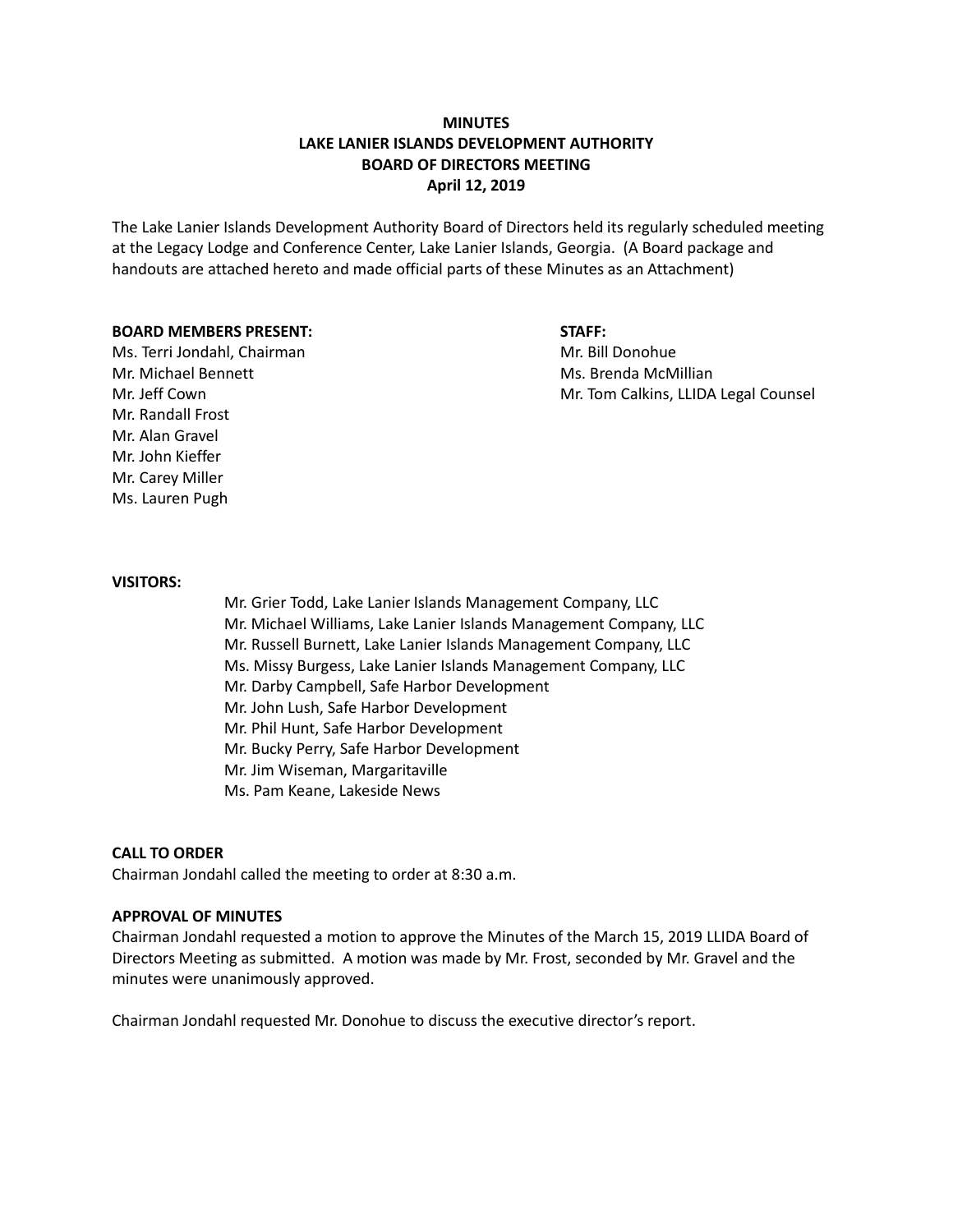**MINUTES**
**LAKE LANIER ISLANDS DEVELOPMENT AUTHORITY**
**BOARD OF DIRECTORS MEETING**
**April 12, 2019**

The Lake Lanier Islands Development Authority Board of Directors held its regularly scheduled meeting at the Legacy Lodge and Conference Center, Lake Lanier Islands, Georgia. (A Board package and handouts are attached hereto and made official parts of these Minutes as an Attachment)

**BOARD MEMBERS PRESENT:**

Ms. Terri Jondahl, Chairman
Mr. Michael Bennett
Mr. Jeff Cown
Mr. Randall Frost
Mr. Alan Gravel
Mr. John Kieffer
Mr. Carey Miller
Ms. Lauren Pugh

**STAFF:**

Mr. Bill Donohue
Ms. Brenda McMillian
Mr. Tom Calkins, LLIDA Legal Counsel

**VISITORS:**

Mr. Grier Todd, Lake Lanier Islands Management Company, LLC
Mr. Michael Williams, Lake Lanier Islands Management Company, LLC
Mr. Russell Burnett, Lake Lanier Islands Management Company, LLC
Ms. Missy Burgess, Lake Lanier Islands Management Company, LLC
Mr. Darby Campbell, Safe Harbor Development
Mr. John Lush, Safe Harbor Development
Mr. Phil Hunt, Safe Harbor Development
Mr. Bucky Perry, Safe Harbor Development
Mr. Jim Wiseman, Margaritaville
Ms. Pam Keane, Lakeside News

**CALL TO ORDER**

Chairman Jondahl called the meeting to order at 8:30 a.m.

**APPROVAL OF MINUTES**

Chairman Jondahl requested a motion to approve the Minutes of the March 15, 2019 LLIDA Board of Directors Meeting as submitted. A motion was made by Mr. Frost, seconded by Mr. Gravel and the minutes were unanimously approved.

Chairman Jondahl requested Mr. Donohue to discuss the executive director's report.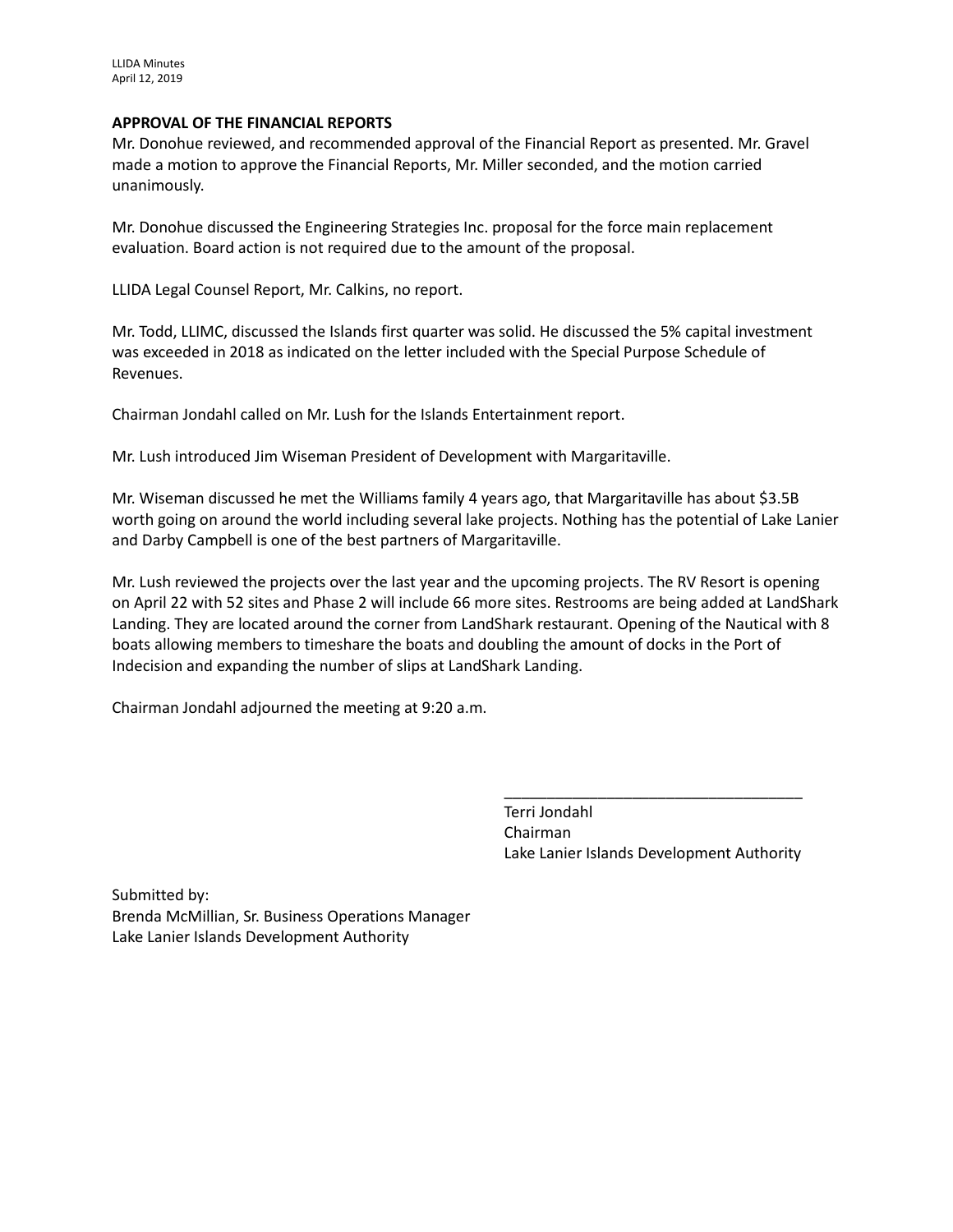## APPROVAL OF THE FINANCIAL REPORTS

Mr. Donohue reviewed, and recommended approval of the Financial Report as presented. Mr. Gravel made a motion to approve the Financial Reports, Mr. Miller seconded, and the motion carried unanimously.

Mr. Donohue discussed the Engineering Strategies Inc. proposal for the force main replacement evaluation. Board action is not required due to the amount of the proposal.

LLIDA Legal Counsel Report, Mr. Calkins, no report.

Mr. Todd, LLIMC, discussed the Islands first quarter was solid. He discussed the 5% capital investment was exceeded in 2018 as indicated on the letter included with the Special Purpose Schedule of Revenues.

Chairman Jondahl called on Mr. Lush for the Islands Entertainment report.

Mr. Lush introduced Jim Wiseman President of Development with Margaritaville.

Mr. Wiseman discussed he met the Williams family 4 years ago, that Margaritaville has about $3.5B worth going on around the world including several lake projects. Nothing has the potential of Lake Lanier and Darby Campbell is one of the best partners of Margaritaville.

Mr. Lush reviewed the projects over the last year and the upcoming projects. The RV Resort is opening on April 22 with 52 sites and Phase 2 will include 66 more sites. Restrooms are being added at LandShark Landing. They are located around the corner from LandShark restaurant. Opening of the Nautical with 8 boats allowing members to timeshare the boats and doubling the amount of docks in the Port of Indecision and expanding the number of slips at LandShark Landing.

Chairman Jondahl adjourned the meeting at 9:20 a.m.

\_\_\_\_\_\_\_\_\_\_\_\_\_\_\_\_\_\_\_\_\_\_\_\_\_\_\_\_\_\_\_\_\_\_\_\_

Terri Jondahl
Chairman
Lake Lanier Islands Development Authority

Submitted by:
Brenda McMillian, Sr. Business Operations Manager
Lake Lanier Islands Development Authority